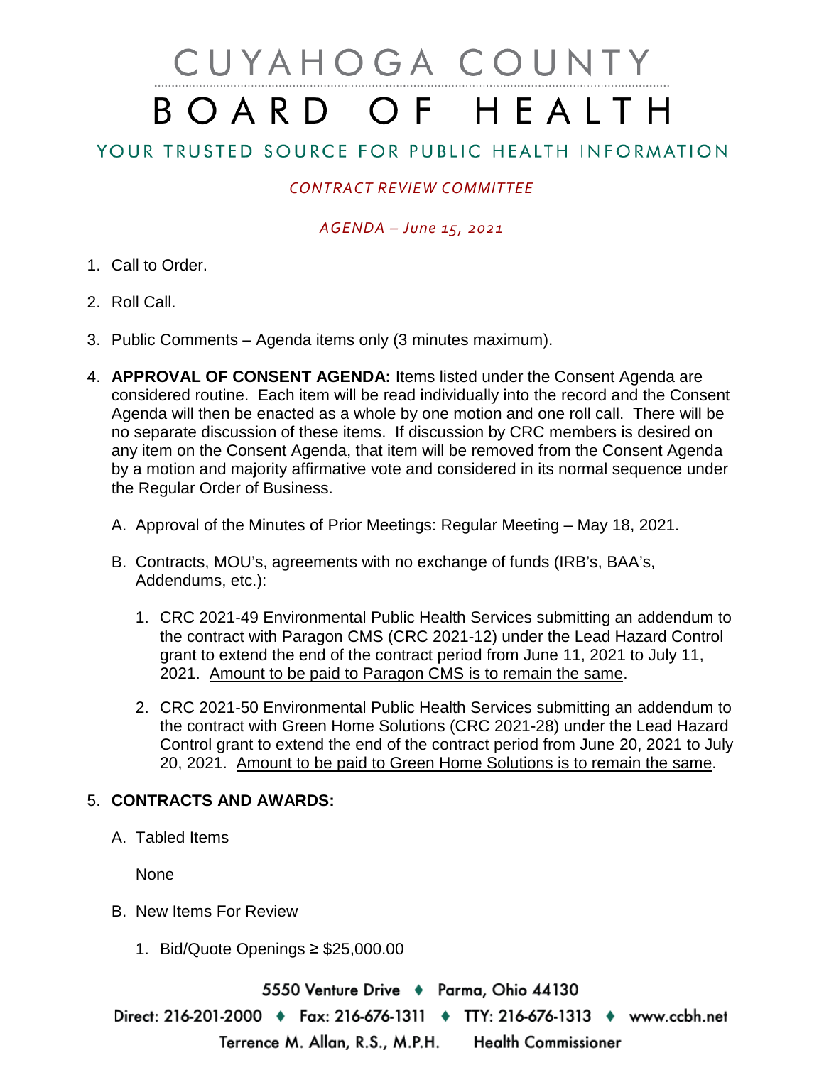# CUYAHOGA COUNTY
# BOARD OF HEALTH

## YOUR TRUSTED SOURCE FOR PUBLIC HEALTH INFORMATION

*CONTRACT REVIEW COMMITTEE*

*AGENDA – June 15, 2021*

1. Call to Order.

2. Roll Call.

3. Public Comments – Agenda items only (3 minutes maximum).

4. **APPROVAL OF CONSENT AGENDA:** Items listed under the Consent Agenda are considered routine. Each item will be read individually into the record and the Consent Agenda will then be enacted as a whole by one motion and one roll call. There will be no separate discussion of these items. If discussion by CRC members is desired on any item on the Consent Agenda, that item will be removed from the Consent Agenda by a motion and majority affirmative vote and considered in its normal sequence under the Regular Order of Business.

   A. Approval of the Minutes of Prior Meetings: Regular Meeting – May 18, 2021.

   B. Contracts, MOU's, agreements with no exchange of funds (IRB's, BAA's, Addendums, etc.):

      1. CRC 2021-49 Environmental Public Health Services submitting an addendum to the contract with Paragon CMS (CRC 2021-12) under the Lead Hazard Control grant to extend the end of the contract period from June 11, 2021 to July 11, 2021. <u>Amount to be paid to Paragon CMS is to remain the same</u>.

      2. CRC 2021-50 Environmental Public Health Services submitting an addendum to the contract with Green Home Solutions (CRC 2021-28) under the Lead Hazard Control grant to extend the end of the contract period from June 20, 2021 to July 20, 2021. <u>Amount to be paid to Green Home Solutions is to remain the same</u>.

5. **CONTRACTS AND AWARDS:**

   A. Tabled Items

      None

   B. New Items For Review

      1. Bid/Quote Openings ≥ $25,000.00

5550 Venture Drive ♦ Parma, Ohio 44130
Direct: 216-201-2000 ♦ Fax: 216-676-1311 ♦ TTY: 216-676-1313 ♦ www.ccbh.net
Terrence M. Allan, R.S., M.P.H. Health Commissioner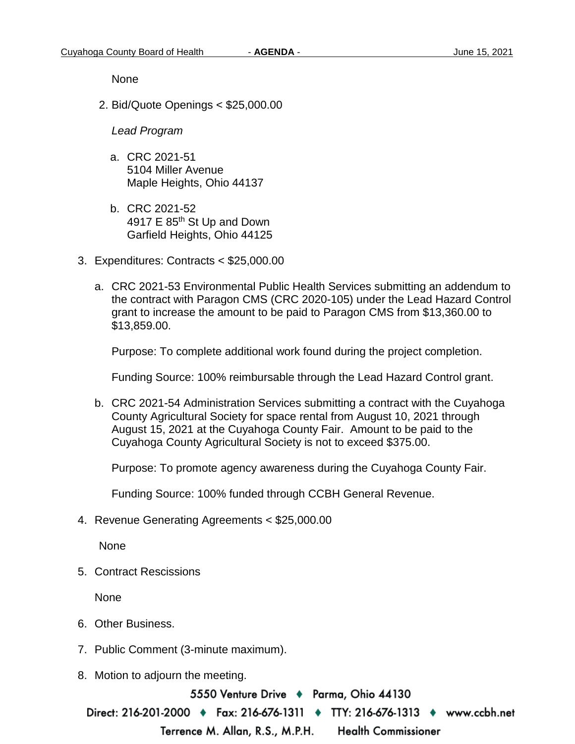None

2. Bid/Quote Openings < $25,000.00

   *Lead Program*

   a. CRC 2021-51
      5104 Miller Avenue
      Maple Heights, Ohio 44137

   b. CRC 2021-52
      4917 E 85th St Up and Down
      Garfield Heights, Ohio 44125

3. Expenditures: Contracts < $25,000.00

   a. CRC 2021-53 Environmental Public Health Services submitting an addendum to the contract with Paragon CMS (CRC 2020-105) under the Lead Hazard Control grant to increase the amount to be paid to Paragon CMS from $13,360.00 to $13,859.00.

      Purpose: To complete additional work found during the project completion.

      Funding Source: 100% reimbursable through the Lead Hazard Control grant.

   b. CRC 2021-54 Administration Services submitting a contract with the Cuyahoga County Agricultural Society for space rental from August 10, 2021 through August 15, 2021 at the Cuyahoga County Fair. Amount to be paid to the Cuyahoga County Agricultural Society is not to exceed $375.00.

      Purpose: To promote agency awareness during the Cuyahoga County Fair.

      Funding Source: 100% funded through CCBH General Revenue.

4. Revenue Generating Agreements < $25,000.00

   None

5. Contract Rescissions

   None

6. Other Business.

7. Public Comment (3-minute maximum).

8. Motion to adjourn the meeting.